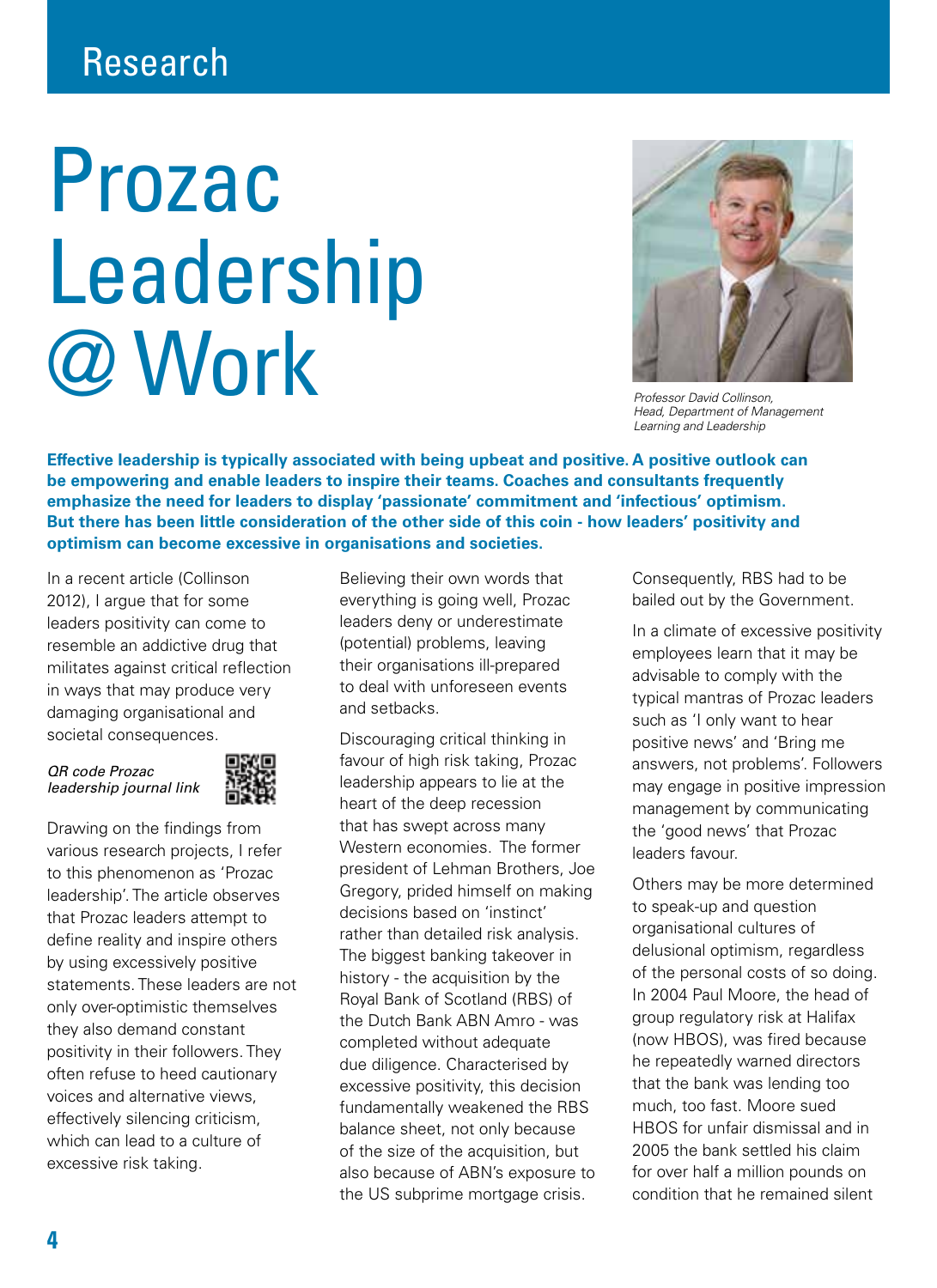# Prozac Leadership @ Work

*Professor David Collinson, Head, Department of Management Learning and Leadership*

**Effective leadership is typically associated with being upbeat and positive. A positive outlook can be empowering and enable leaders to inspire their teams. Coaches and consultants frequently emphasize the need for leaders to display 'passionate' commitment and 'infectious' optimism. But there has been little consideration of the other side of this coin - how leaders' positivity and optimism can become excessive in organisations and societies.**

In a recent article (Collinson 2012), I argue that for some leaders positivity can come to resemble an addictive drug that militates against critical reflection in ways that may produce very damaging organisational and societal consequences.

*QR code Prozac leadership journal link*

Drawing on the findings from various research projects, I refer to this phenomenon as 'Prozac leadership'. The article observes that Prozac leaders attempt to define reality and inspire others by using excessively positive statements. These leaders are not only over-optimistic themselves they also demand constant positivity in their followers. They often refuse to heed cautionary voices and alternative views, effectively silencing criticism, which can lead to a culture of excessive risk taking.

Believing their own words that everything is going well, Prozac leaders deny or underestimate (potential) problems, leaving their organisations ill-prepared to deal with unforeseen events and setbacks.

Discouraging critical thinking in favour of high risk taking, Prozac leadership appears to lie at the heart of the deep recession that has swept across many Western economies. The former president of Lehman Brothers, Joe Gregory, prided himself on making decisions based on 'instinct' rather than detailed risk analysis. The biggest banking takeover in history - the acquisition by the Royal Bank of Scotland (RBS) of the Dutch Bank ABN Amro - was completed without adequate due diligence. Characterised by excessive positivity, this decision fundamentally weakened the RBS balance sheet, not only because of the size of the acquisition, but also because of ABN's exposure to the US subprime mortgage crisis. Consequently, RBS had to be bailed out by the Government.

In a climate of excessive positivity employees learn that it may be advisable to comply with the typical mantras of Prozac leaders such as 'I only want to hear positive news' and 'Bring me answers, not problems'. Followers may engage in positive impression management by communicating the 'good news' that Prozac leaders favour.

Others may be more determined to speak-up and question organisational cultures of delusional optimism, regardless of the personal costs of so doing. In 2004 Paul Moore, the head of group regulatory risk at Halifax (now HBOS), was fired because he repeatedly warned directors that the bank was lending too much, too fast. Moore sued HBOS for unfair dismissal and in 2005 the bank settled his claim for over half a million pounds on condition that he remained silent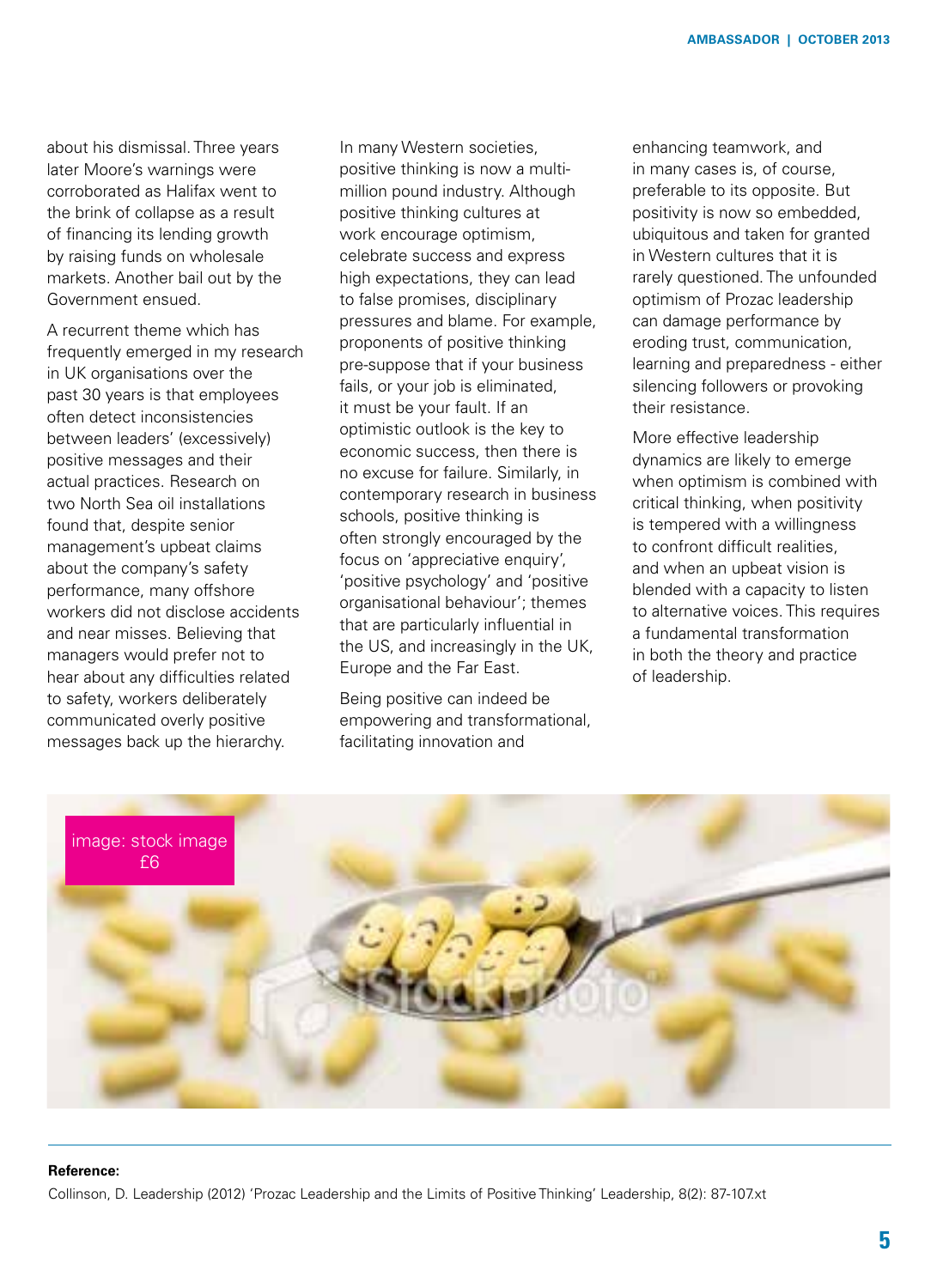about his dismissal. Three years later Moore's warnings were corroborated as Halifax went to the brink of collapse as a result of financing its lending growth by raising funds on wholesale markets. Another bail out by the Government ensued.

A recurrent theme which has frequently emerged in my research in UK organisations over the past 30 years is that employees often detect inconsistencies between leaders' (excessively) positive messages and their actual practices. Research on two North Sea oil installations found that, despite senior management's upbeat claims about the company's safety performance, many offshore workers did not disclose accidents and near misses. Believing that managers would prefer not to hear about any difficulties related to safety, workers deliberately communicated overly positive messages back up the hierarchy.

In many Western societies, positive thinking is now a multi-million pound industry. Although positive thinking cultures at work encourage optimism, celebrate success and express high expectations, they can lead to false promises, disciplinary pressures and blame. For example, proponents of positive thinking pre-suppose that if your business fails, or your job is eliminated, it must be your fault. If an optimistic outlook is the key to economic success, then there is no excuse for failure. Similarly, in contemporary research in business schools, positive thinking is often strongly encouraged by the focus on 'appreciative enquiry', 'positive psychology' and 'positive organisational behaviour'; themes that are particularly influential in the US, and increasingly in the UK, Europe and the Far East.

Being positive can indeed be empowering and transformational, facilitating innovation and enhancing teamwork, and in many cases is, of course, preferable to its opposite. But positivity is now so embedded, ubiquitous and taken for granted in Western cultures that it is rarely questioned. The unfounded optimism of Prozac leadership can damage performance by eroding trust, communication, learning and preparedness - either silencing followers or provoking their resistance.

More effective leadership dynamics are likely to emerge when optimism is combined with critical thinking, when positivity is tempered with a willingness to confront difficult realities, and when an upbeat vision is blended with a capacity to listen to alternative voices. This requires a fundamental transformation in both the theory and practice of leadership.

image: stock image £6

**Reference:**

Collinson, D. Leadership (2012) 'Prozac Leadership and the Limits of Positive Thinking' Leadership, 8(2): 87-107.xt